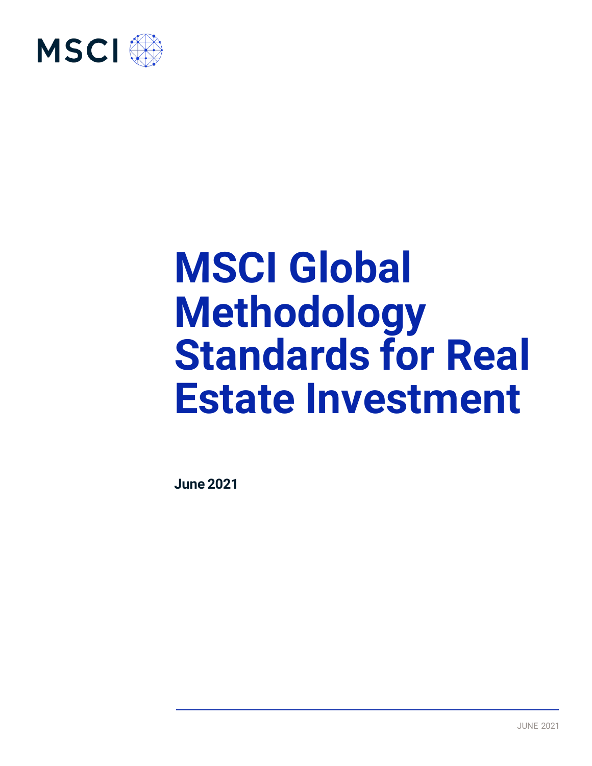MSCI

# MSCI Global Methodology Standards for Real Estate Investment

**June 2021**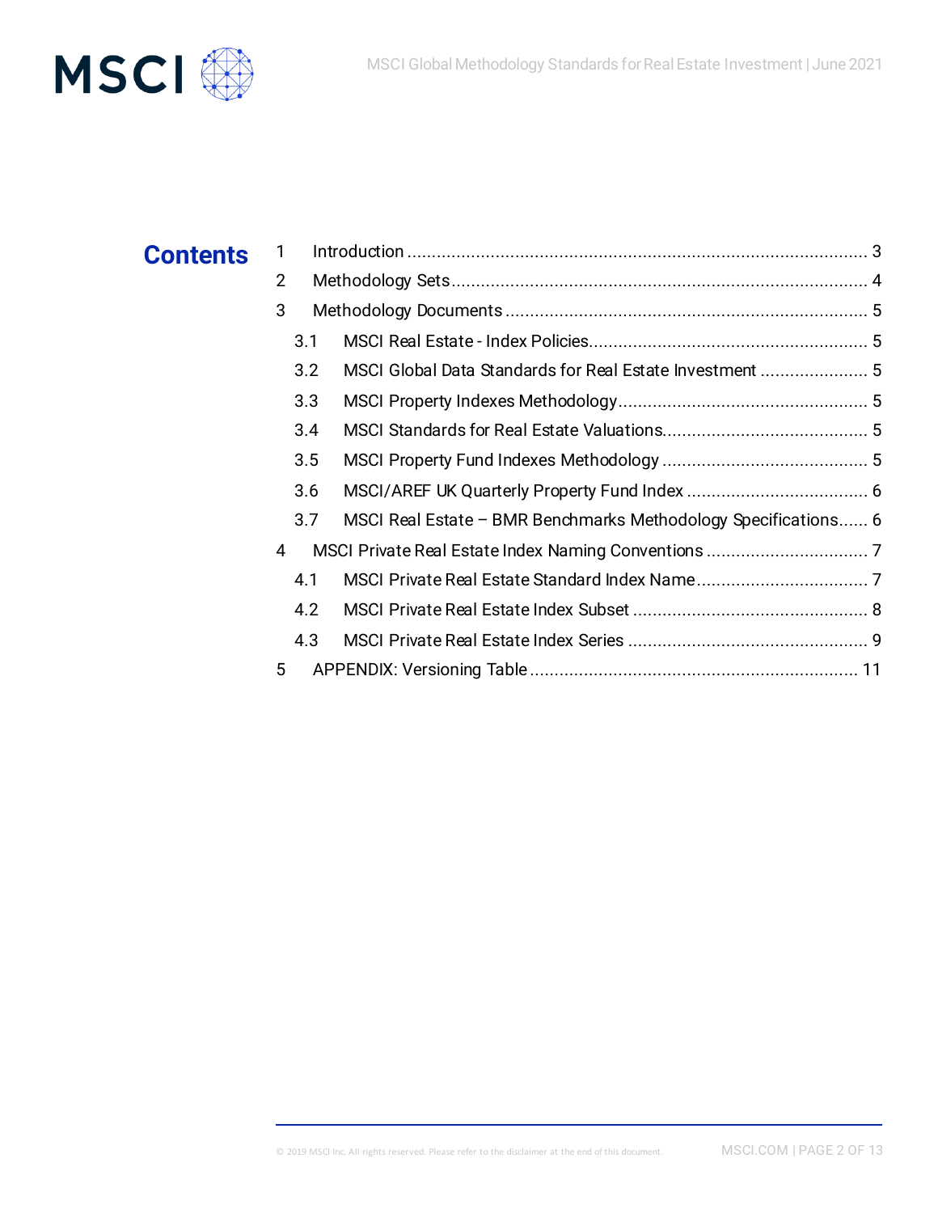# Contents

1 Introduction ............................................................................................ 3

2 Methodology Sets .................................................................................. 4

3 Methodology Documents ....................................................................... 5

 3.1 MSCI Real Estate - Index Policies....................................................... 5

 3.2 MSCI Global Data Standards for Real Estate Investment ..................... 5

 3.3 MSCI Property Indexes Methodology.................................................. 5

 3.4 MSCI Standards for Real Estate Valuations......................................... 5

 3.5 MSCI Property Fund Indexes Methodology .......................................... 5

 3.6 MSCI/AREF UK Quarterly Property Fund Index ..................................... 6

 3.7 MSCI Real Estate – BMR Benchmarks Methodology Specifications...... 6

4 MSCI Private Real Estate Index Naming Conventions ................................. 7

 4.1 MSCI Private Real Estate Standard Index Name.................................. 7

 4.2 MSCI Private Real Estate Index Subset ............................................... 8

 4.3 MSCI Private Real Estate Index Series ................................................ 9

5 APPENDIX: Versioning Table .................................................................. 11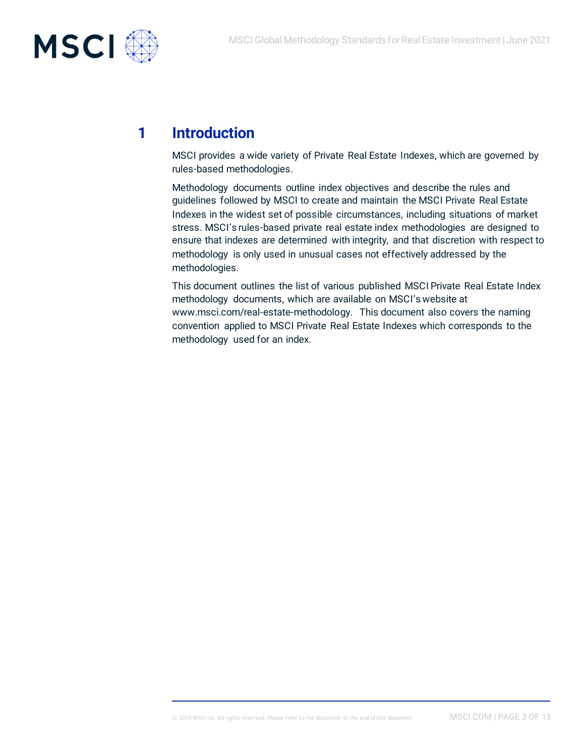# 1 Introduction

MSCI provides a wide variety of Private Real Estate Indexes, which are governed by rules-based methodologies.

Methodology documents outline index objectives and describe the rules and guidelines followed by MSCI to create and maintain the MSCI Private Real Estate Indexes in the widest set of possible circumstances, including situations of market stress. MSCI's rules-based private real estate index methodologies are designed to ensure that indexes are determined with integrity, and that discretion with respect to methodology is only used in unusual cases not effectively addressed by the methodologies.

This document outlines the list of various published MSCI Private Real Estate Index methodology documents, which are available on MSCI's website at www.msci.com/real-estate-methodology. This document also covers the naming convention applied to MSCI Private Real Estate Indexes which corresponds to the methodology used for an index.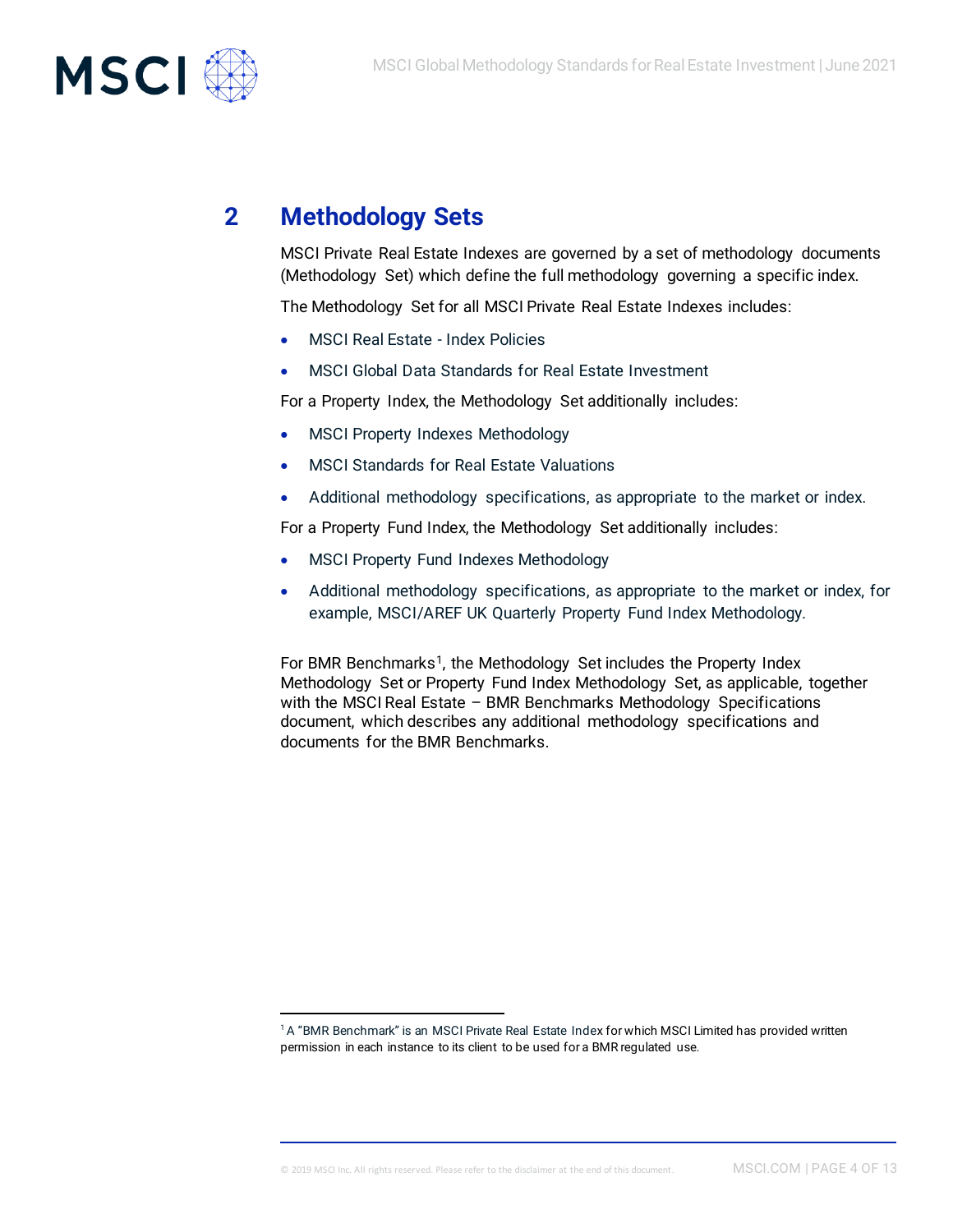## 2 Methodology Sets

MSCI Private Real Estate Indexes are governed by a set of methodology documents (Methodology Set) which define the full methodology governing a specific index.

The Methodology Set for all MSCI Private Real Estate Indexes includes:

- MSCI Real Estate - Index Policies
- MSCI Global Data Standards for Real Estate Investment

For a Property Index, the Methodology Set additionally includes:

- MSCI Property Indexes Methodology
- MSCI Standards for Real Estate Valuations
- Additional methodology specifications, as appropriate to the market or index.

For a Property Fund Index, the Methodology Set additionally includes:

- MSCI Property Fund Indexes Methodology
- Additional methodology specifications, as appropriate to the market or index, for example, MSCI/AREF UK Quarterly Property Fund Index Methodology.

For BMR Benchmarks[1], the Methodology Set includes the Property Index Methodology Set or Property Fund Index Methodology Set, as applicable, together with the MSCI Real Estate – BMR Benchmarks Methodology Specifications document, which describes any additional methodology specifications and documents for the BMR Benchmarks.

[1] A "BMR Benchmark" is an MSCI Private Real Estate Index for which MSCI Limited has provided written permission in each instance to its client to be used for a BMR regulated use.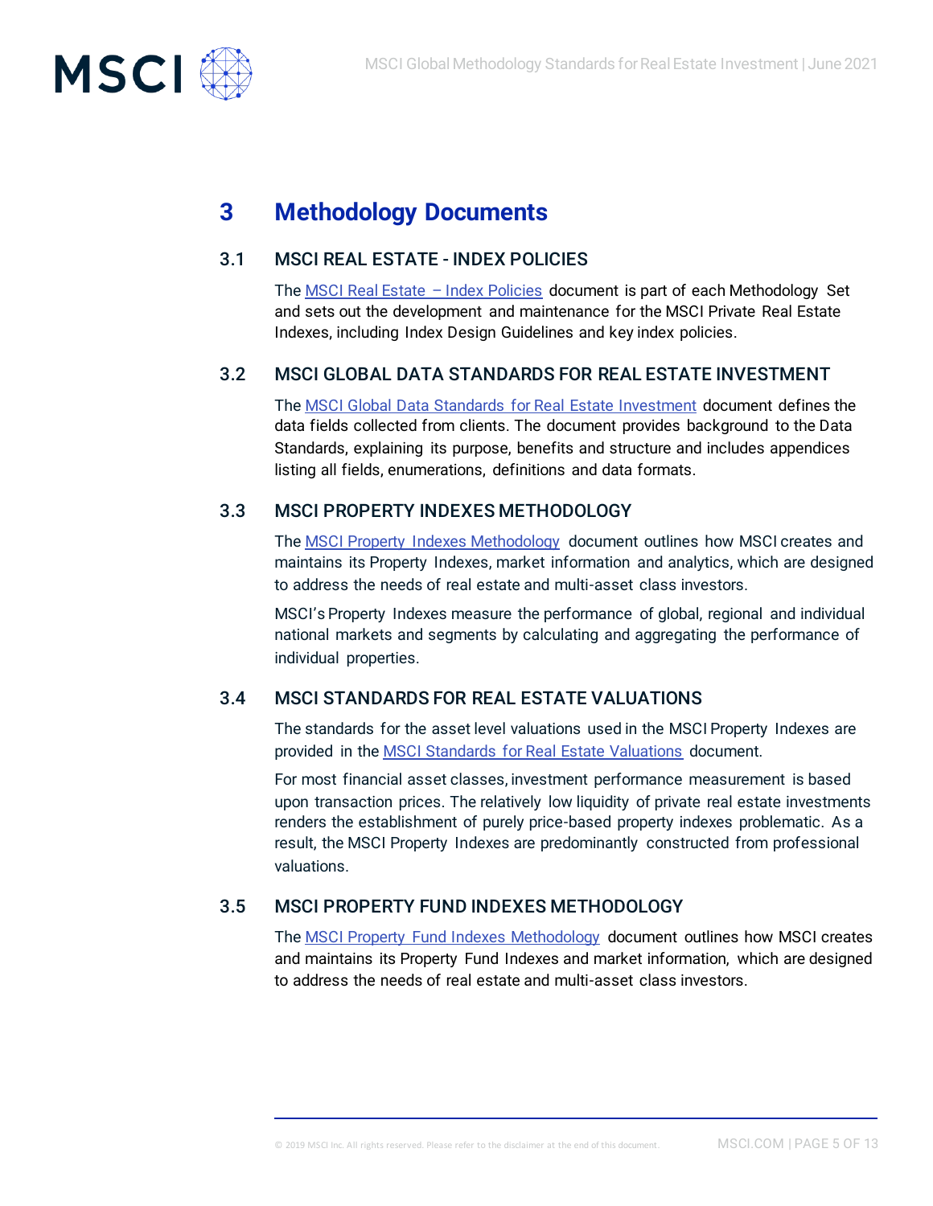# 3 Methodology Documents

## 3.1 MSCI REAL ESTATE - INDEX POLICIES

The MSCI Real Estate – Index Policies document is part of each Methodology Set and sets out the development and maintenance for the MSCI Private Real Estate Indexes, including Index Design Guidelines and key index policies.

## 3.2 MSCI GLOBAL DATA STANDARDS FOR REAL ESTATE INVESTMENT

The MSCI Global Data Standards for Real Estate Investment document defines the data fields collected from clients. The document provides background to the Data Standards, explaining its purpose, benefits and structure and includes appendices listing all fields, enumerations, definitions and data formats.

## 3.3 MSCI PROPERTY INDEXES METHODOLOGY

The MSCI Property Indexes Methodology document outlines how MSCI creates and maintains its Property Indexes, market information and analytics, which are designed to address the needs of real estate and multi-asset class investors.

MSCI's Property Indexes measure the performance of global, regional and individual national markets and segments by calculating and aggregating the performance of individual properties.

## 3.4 MSCI STANDARDS FOR REAL ESTATE VALUATIONS

The standards for the asset level valuations used in the MSCI Property Indexes are provided in the MSCI Standards for Real Estate Valuations document.

For most financial asset classes, investment performance measurement is based upon transaction prices. The relatively low liquidity of private real estate investments renders the establishment of purely price-based property indexes problematic. As a result, the MSCI Property Indexes are predominantly constructed from professional valuations.

## 3.5 MSCI PROPERTY FUND INDEXES METHODOLOGY

The MSCI Property Fund Indexes Methodology document outlines how MSCI creates and maintains its Property Fund Indexes and market information, which are designed to address the needs of real estate and multi-asset class investors.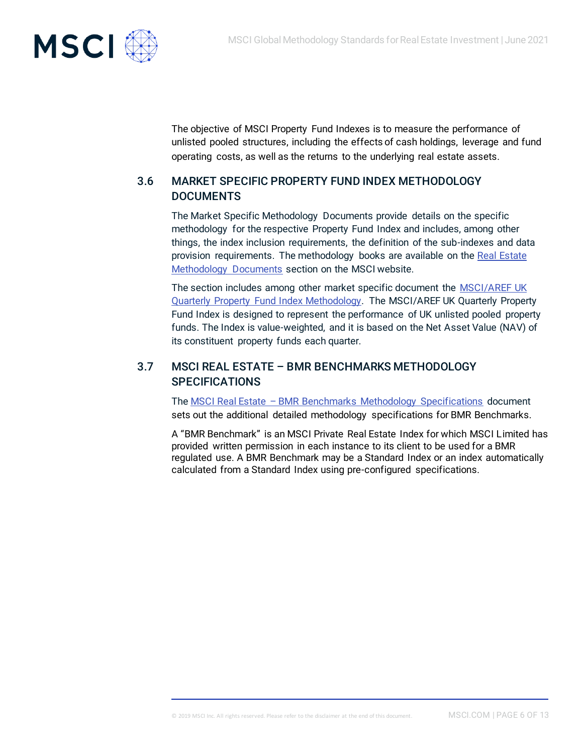The objective of MSCI Property Fund Indexes is to measure the performance of unlisted pooled structures, including the effects of cash holdings, leverage and fund operating costs, as well as the returns to the underlying real estate assets.

## 3.6 MARKET SPECIFIC PROPERTY FUND INDEX METHODOLOGY DOCUMENTS

The Market Specific Methodology Documents provide details on the specific methodology for the respective Property Fund Index and includes, among other things, the index inclusion requirements, the definition of the sub-indexes and data provision requirements. The methodology books are available on the Real Estate Methodology Documents section on the MSCI website.

The section includes among other market specific document the MSCI/AREF UK Quarterly Property Fund Index Methodology. The MSCI/AREF UK Quarterly Property Fund Index is designed to represent the performance of UK unlisted pooled property funds. The Index is value-weighted, and it is based on the Net Asset Value (NAV) of its constituent property funds each quarter.

## 3.7 MSCI REAL ESTATE – BMR BENCHMARKS METHODOLOGY SPECIFICATIONS

The MSCI Real Estate – BMR Benchmarks Methodology Specifications document sets out the additional detailed methodology specifications for BMR Benchmarks.

A "BMR Benchmark" is an MSCI Private Real Estate Index for which MSCI Limited has provided written permission in each instance to its client to be used for a BMR regulated use. A BMR Benchmark may be a Standard Index or an index automatically calculated from a Standard Index using pre-configured specifications.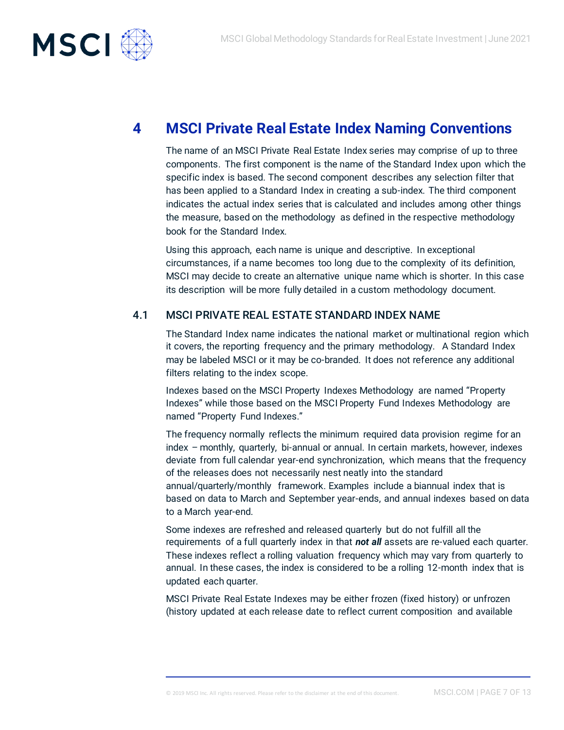# 4 MSCI Private Real Estate Index Naming Conventions

The name of an MSCI Private Real Estate Index series may comprise of up to three components. The first component is the name of the Standard Index upon which the specific index is based. The second component describes any selection filter that has been applied to a Standard Index in creating a sub-index. The third component indicates the actual index series that is calculated and includes among other things the measure, based on the methodology as defined in the respective methodology book for the Standard Index.

Using this approach, each name is unique and descriptive. In exceptional circumstances, if a name becomes too long due to the complexity of its definition, MSCI may decide to create an alternative unique name which is shorter. In this case its description will be more fully detailed in a custom methodology document.

## 4.1 MSCI PRIVATE REAL ESTATE STANDARD INDEX NAME

The Standard Index name indicates the national market or multinational region which it covers, the reporting frequency and the primary methodology. A Standard Index may be labeled MSCI or it may be co-branded. It does not reference any additional filters relating to the index scope.

Indexes based on the MSCI Property Indexes Methodology are named "Property Indexes" while those based on the MSCI Property Fund Indexes Methodology are named "Property Fund Indexes."

The frequency normally reflects the minimum required data provision regime for an index – monthly, quarterly, bi-annual or annual. In certain markets, however, indexes deviate from full calendar year-end synchronization, which means that the frequency of the releases does not necessarily nest neatly into the standard annual/quarterly/monthly framework. Examples include a biannual index that is based on data to March and September year-ends, and annual indexes based on data to a March year-end.

Some indexes are refreshed and released quarterly but do not fulfill all the requirements of a full quarterly index in that ***not all*** assets are re-valued each quarter. These indexes reflect a rolling valuation frequency which may vary from quarterly to annual. In these cases, the index is considered to be a rolling 12-month index that is updated each quarter.

MSCI Private Real Estate Indexes may be either frozen (fixed history) or unfrozen (history updated at each release date to reflect current composition and available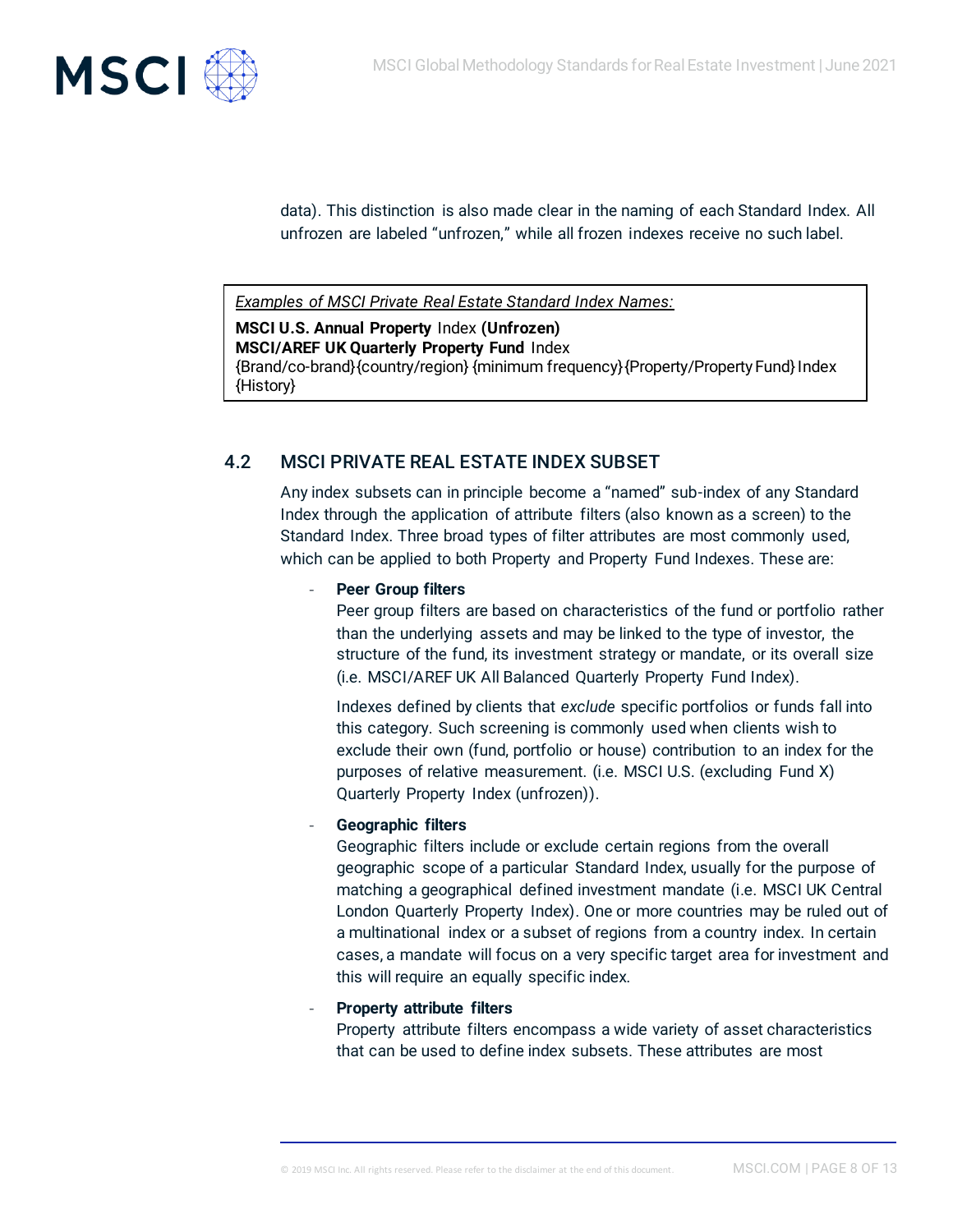data). This distinction is also made clear in the naming of each Standard Index. All unfrozen are labeled "unfrozen," while all frozen indexes receive no such label.

> *Examples of MSCI Private Real Estate Standard Index Names:*
>
> **MSCI U.S. Annual Property** Index **(Unfrozen)**
> **MSCI/AREF UK Quarterly Property Fund** Index
> {Brand/co-brand}{country/region} {minimum frequency}{Property/Property Fund} Index {History}

## 4.2 MSCI PRIVATE REAL ESTATE INDEX SUBSET

Any index subsets can in principle become a "named" sub-index of any Standard Index through the application of attribute filters (also known as a screen) to the Standard Index. Three broad types of filter attributes are most commonly used, which can be applied to both Property and Property Fund Indexes. These are:

- **Peer Group filters**
  Peer group filters are based on characteristics of the fund or portfolio rather than the underlying assets and may be linked to the type of investor, the structure of the fund, its investment strategy or mandate, or its overall size (i.e. MSCI/AREF UK All Balanced Quarterly Property Fund Index).

  Indexes defined by clients that *exclude* specific portfolios or funds fall into this category. Such screening is commonly used when clients wish to exclude their own (fund, portfolio or house) contribution to an index for the purposes of relative measurement. (i.e. MSCI U.S. (excluding Fund X) Quarterly Property Index (unfrozen)).

- **Geographic filters**
  Geographic filters include or exclude certain regions from the overall geographic scope of a particular Standard Index, usually for the purpose of matching a geographical defined investment mandate (i.e. MSCI UK Central London Quarterly Property Index). One or more countries may be ruled out of a multinational index or a subset of regions from a country index. In certain cases, a mandate will focus on a very specific target area for investment and this will require an equally specific index.

- **Property attribute filters**
  Property attribute filters encompass a wide variety of asset characteristics that can be used to define index subsets. These attributes are most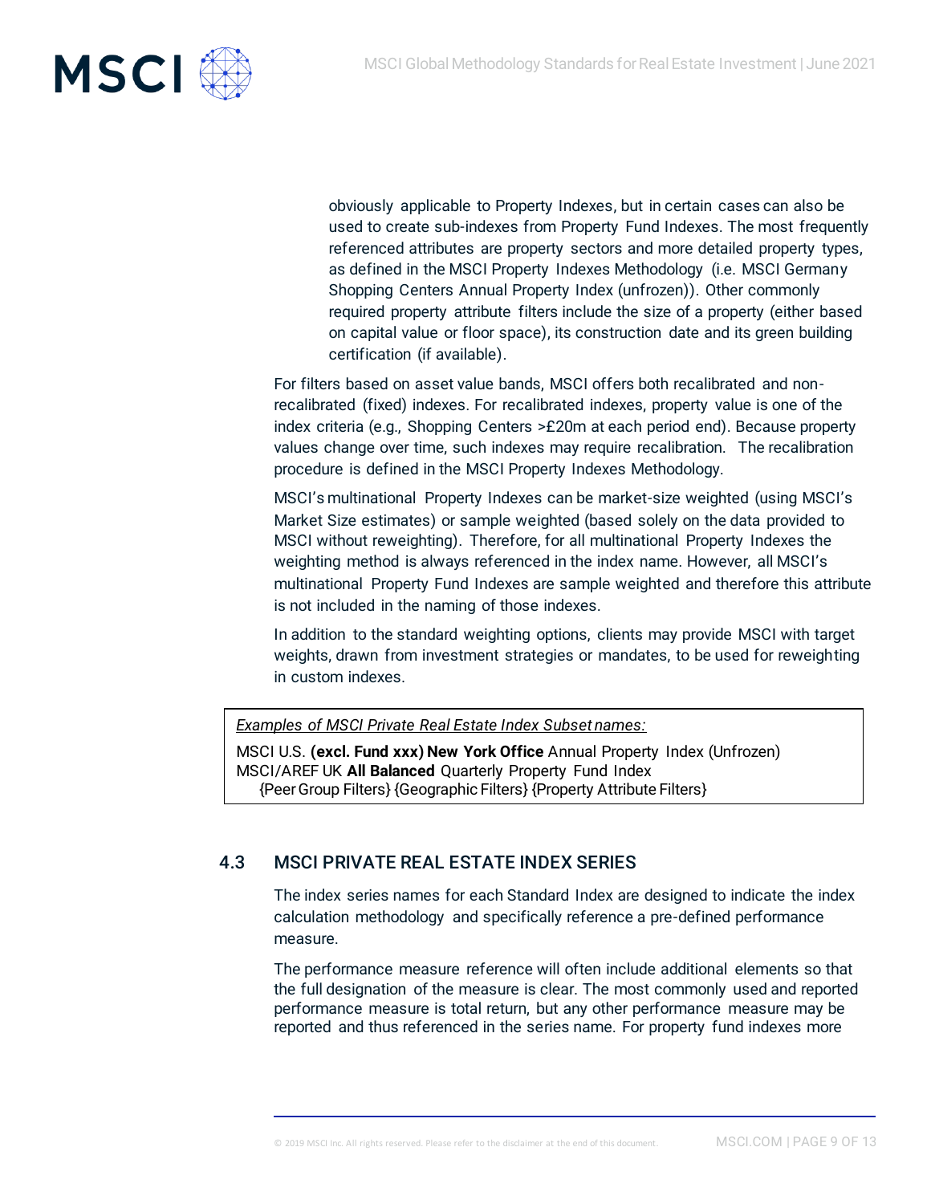obviously applicable to Property Indexes, but in certain cases can also be used to create sub-indexes from Property Fund Indexes. The most frequently referenced attributes are property sectors and more detailed property types, as defined in the MSCI Property Indexes Methodology (i.e. MSCI Germany Shopping Centers Annual Property Index (unfrozen)). Other commonly required property attribute filters include the size of a property (either based on capital value or floor space), its construction date and its green building certification (if available).

For filters based on asset value bands, MSCI offers both recalibrated and non-recalibrated (fixed) indexes. For recalibrated indexes, property value is one of the index criteria (e.g., Shopping Centers >£20m at each period end). Because property values change over time, such indexes may require recalibration. The recalibration procedure is defined in the MSCI Property Indexes Methodology.

MSCI's multinational Property Indexes can be market-size weighted (using MSCI's Market Size estimates) or sample weighted (based solely on the data provided to MSCI without reweighting). Therefore, for all multinational Property Indexes the weighting method is always referenced in the index name. However, all MSCI's multinational Property Fund Indexes are sample weighted and therefore this attribute is not included in the naming of those indexes.

In addition to the standard weighting options, clients may provide MSCI with target weights, drawn from investment strategies or mandates, to be used for reweighting in custom indexes.

> *Examples of MSCI Private Real Estate Index Subset names:*
>
> MSCI U.S. **(excl. Fund xxx) New York Office** Annual Property Index (Unfrozen)
> MSCI/AREF UK **All Balanced** Quarterly Property Fund Index
> {Peer Group Filters} {Geographic Filters} {Property Attribute Filters}

## 4.3 MSCI PRIVATE REAL ESTATE INDEX SERIES

The index series names for each Standard Index are designed to indicate the index calculation methodology and specifically reference a pre-defined performance measure.

The performance measure reference will often include additional elements so that the full designation of the measure is clear. The most commonly used and reported performance measure is total return, but any other performance measure may be reported and thus referenced in the series name. For property fund indexes more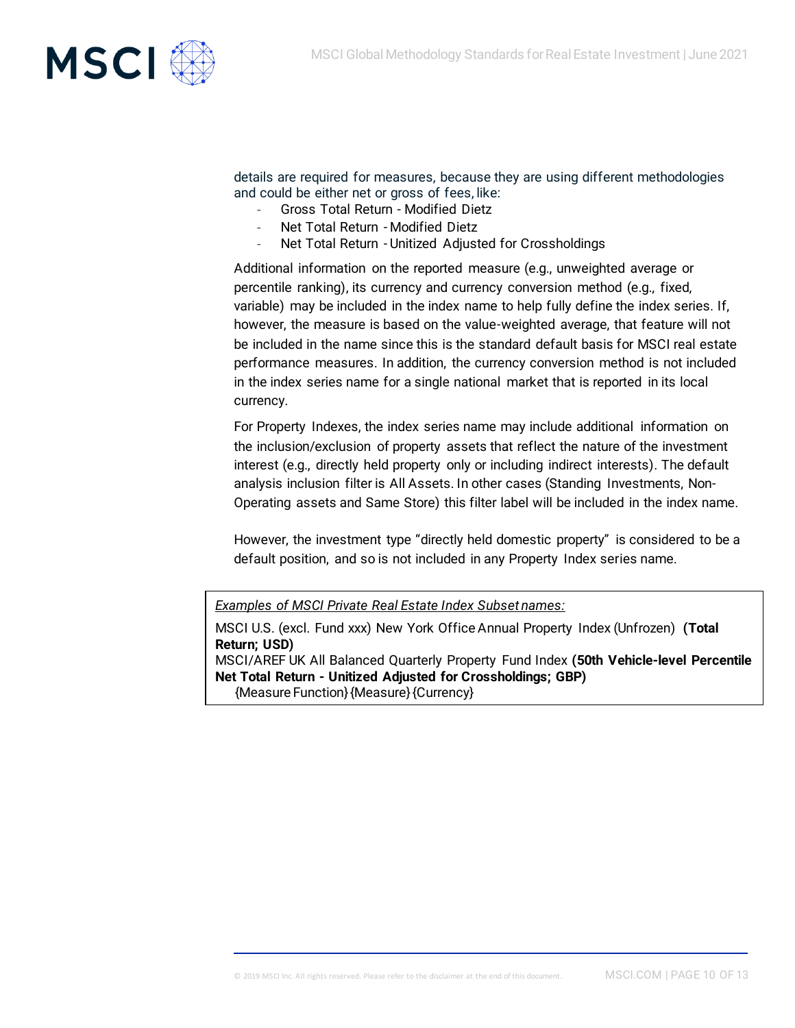details are required for measures, because they are using different methodologies and could be either net or gross of fees, like:

- Gross Total Return - Modified Dietz
- Net Total Return - Modified Dietz
- Net Total Return - Unitized Adjusted for Crossholdings

Additional information on the reported measure (e.g., unweighted average or percentile ranking), its currency and currency conversion method (e.g., fixed, variable) may be included in the index name to help fully define the index series. If, however, the measure is based on the value-weighted average, that feature will not be included in the name since this is the standard default basis for MSCI real estate performance measures. In addition, the currency conversion method is not included in the index series name for a single national market that is reported in its local currency.

For Property Indexes, the index series name may include additional information on the inclusion/exclusion of property assets that reflect the nature of the investment interest (e.g., directly held property only or including indirect interests). The default analysis inclusion filter is All Assets. In other cases (Standing Investments, Non-Operating assets and Same Store) this filter label will be included in the index name.

However, the investment type "directly held domestic property" is considered to be a default position, and so is not included in any Property Index series name.

*Examples of MSCI Private Real Estate Index Subset names:*

MSCI U.S. (excl. Fund xxx) New York Office Annual Property Index (Unfrozen) **(Total Return; USD)**
MSCI/AREF UK All Balanced Quarterly Property Fund Index **(50th Vehicle-level Percentile Net Total Return - Unitized Adjusted for Crossholdings; GBP)**
{Measure Function} {Measure} {Currency}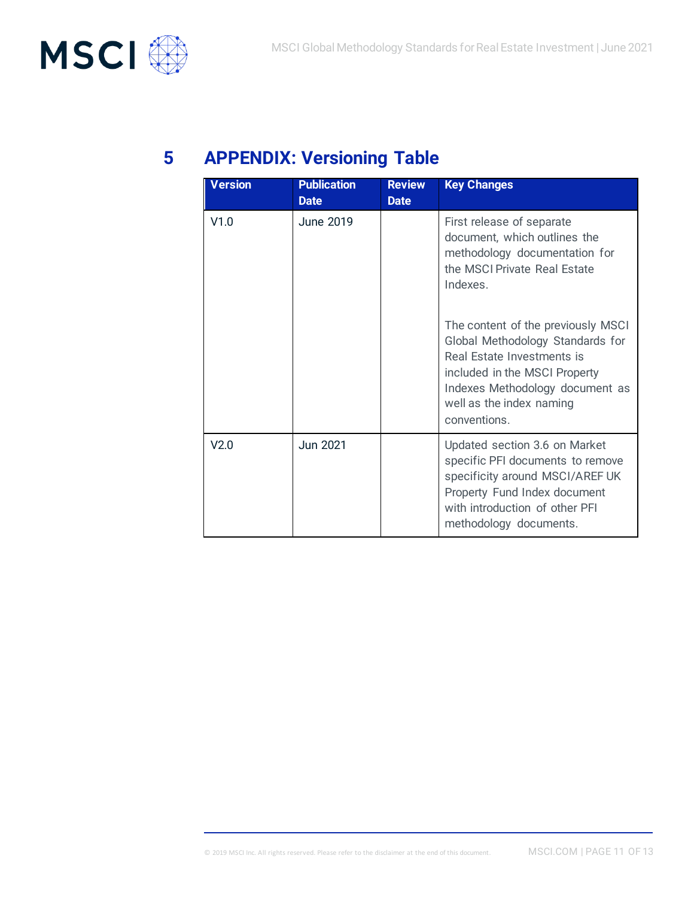# 5 APPENDIX: Versioning Table

| Version | Publication Date | Review Date | Key Changes |
|---|---|---|---|
| V1.0 | June 2019 | | First release of separate document, which outlines the methodology documentation for the MSCI Private Real Estate Indexes. <br><br> The content of the previously MSCI Global Methodology Standards for Real Estate Investments is included in the MSCI Property Indexes Methodology document as well as the index naming conventions. |
| V2.0 | Jun 2021 | | Updated section 3.6 on Market specific PFI documents to remove specificity around MSCI/AREF UK Property Fund Index document with introduction of other PFI methodology documents. |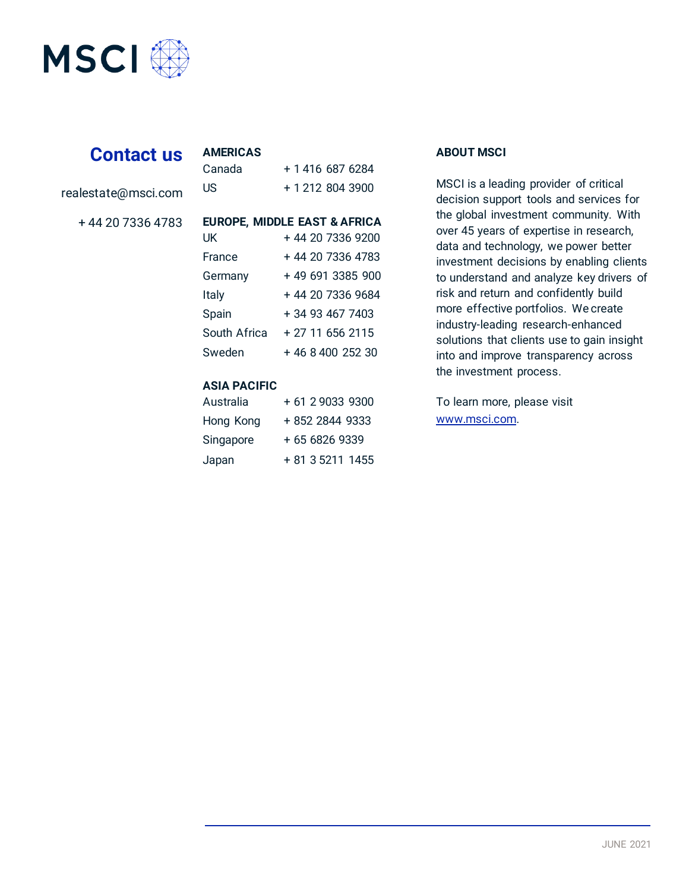## Contact us

realestate@msci.com

+ 44 20 7336 4783

**AMERICAS**

| | |
|---|---|
| Canada | + 1 416 687 6284 |
| US | + 1 212 804 3900 |

**EUROPE, MIDDLE EAST & AFRICA**

| | |
|---|---|
| UK | + 44 20 7336 9200 |
| France | + 44 20 7336 4783 |
| Germany | + 49 691 3385 900 |
| Italy | + 44 20 7336 9684 |
| Spain | + 34 93 467 7403 |
| South Africa | + 27 11 656 2115 |
| Sweden | + 46 8 400 252 30 |

**ASIA PACIFIC**

| | |
|---|---|
| Australia | + 61 2 9033 9300 |
| Hong Kong | + 852 2844 9333 |
| Singapore | + 65 6826 9339 |
| Japan | + 81 3 5211 1455 |

**ABOUT MSCI**

MSCI is a leading provider of critical decision support tools and services for the global investment community. With over 45 years of expertise in research, data and technology, we power better investment decisions by enabling clients to understand and analyze key drivers of risk and return and confidently build more effective portfolios. We create industry-leading research-enhanced solutions that clients use to gain insight into and improve transparency across the investment process.

To learn more, please visit www.msci.com.

JUNE 2021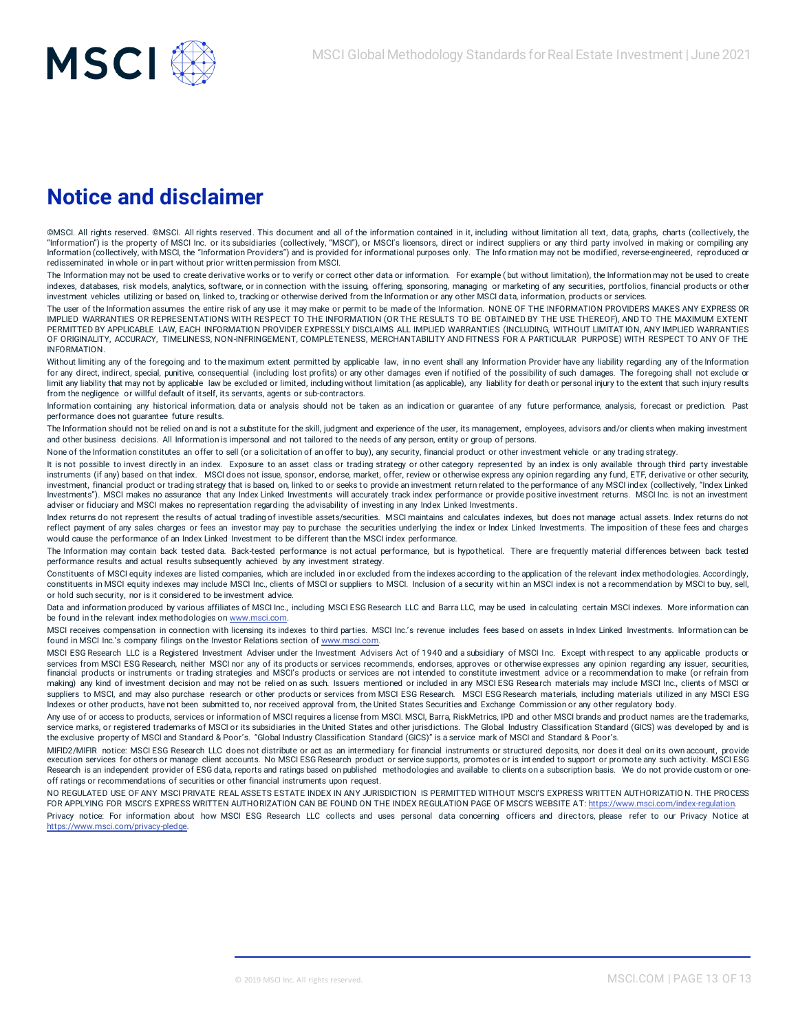# Notice and disclaimer

©MSCI. All rights reserved. ©MSCI. All rights reserved. This document and all of the information contained in it, including without limitation all text, data, graphs, charts (collectively, the "Information") is the property of MSCI Inc. or its subsidiaries (collectively, "MSCI"), or MSCI's licensors, direct or indirect suppliers or any third party involved in making or compiling any Information (collectively, with MSCI, the "Information Providers") and is provided for informational purposes only. The Information may not be modified, reverse-engineered, reproduced or redisseminated in whole or in part without prior written permission from MSCI.

The Information may not be used to create derivative works or to verify or correct other data or information. For example (but without limitation), the Information may not be used to create indexes, databases, risk models, analytics, software, or in connection with the issuing, offering, sponsoring, managing or marketing of any securities, portfolios, financial products or other investment vehicles utilizing or based on, linked to, tracking or otherwise derived from the Information or any other MSCI data, information, products or services.

The user of the Information assumes the entire risk of any use it may make or permit to be made of the Information. NONE OF THE INFORMATION PROVIDERS MAKES ANY EXPRESS OR IMPLIED WARRANTIES OR REPRESENTATIONS WITH RESPECT TO THE INFORMATION (OR THE RESULTS TO BE OBTAINED BY THE USE THEREOF), AND TO THE MAXIMUM EXTENT PERMITTED BY APPLICABLE LAW, EACH INFORMATION PROVIDER EXPRESSLY DISCLAIMS ALL IMPLIED WARRANTIES (INCLUDING, WITHOUT LIMITATION, ANY IMPLIED WARRANTIES OF ORIGINALITY, ACCURACY, TIMELINESS, NON-INFRINGEMENT, COMPLETENESS, MERCHANTABILITY AND FITNESS FOR A PARTICULAR PURPOSE) WITH RESPECT TO ANY OF THE INFORMATION.

Without limiting any of the foregoing and to the maximum extent permitted by applicable law, in no event shall any Information Provider have any liability regarding any of the Information for any direct, indirect, special, punitive, consequential (including lost profits) or any other damages even if notified of the possibility of such damages. The foregoing shall not exclude or limit any liability that may not by applicable law be excluded or limited, including without limitation (as applicable), any liability for death or personal injury to the extent that such injury results from the negligence or willful default of itself, its servants, agents or sub-contractors.

Information containing any historical information, data or analysis should not be taken as an indication or guarantee of any future performance, analysis, forecast or prediction. Past performance does not guarantee future results.

The Information should not be relied on and is not a substitute for the skill, judgment and experience of the user, its management, employees, advisors and/or clients when making investment and other business decisions. All Information is impersonal and not tailored to the needs of any person, entity or group of persons.

None of the Information constitutes an offer to sell (or a solicitation of an offer to buy), any security, financial product or other investment vehicle or any trading strategy.

It is not possible to invest directly in an index. Exposure to an asset class or trading strategy or other category represented by an index is only available through third party investable instruments (if any) based on that index. MSCI does not issue, sponsor, endorse, market, offer, review or otherwise express any opinion regarding any fund, ETF, derivative or other security, investment, financial product or trading strategy that is based on, linked to or seeks to provide an investment return related to the performance of any MSCI index (collectively, "Index Linked Investments"). MSCI makes no assurance that any Index Linked Investments will accurately track index performance or provide positive investment returns. MSCI Inc. is not an investment adviser or fiduciary and MSCI makes no representation regarding the advisability of investing in any Index Linked Investments.

Index returns do not represent the results of actual trading of investible assets/securities. MSCI maintains and calculates indexes, but does not manage actual assets. Index returns do not reflect payment of any sales charges or fees an investor may pay to purchase the securities underlying the index or Index Linked Investments. The imposition of these fees and charges would cause the performance of an Index Linked Investment to be different than the MSCI index performance.

The Information may contain back tested data. Back-tested performance is not actual performance, but is hypothetical. There are frequently material differences between back tested performance results and actual results subsequently achieved by any investment strategy.

Constituents of MSCI equity indexes are listed companies, which are included in or excluded from the indexes according to the application of the relevant index methodologies. Accordingly, constituents in MSCI equity indexes may include MSCI Inc., clients of MSCI or suppliers to MSCI. Inclusion of a security within an MSCI index is not a recommendation by MSCI to buy, sell, or hold such security, nor is it considered to be investment advice.

Data and information produced by various affiliates of MSCI Inc., including MSCI ESG Research LLC and Barra LLC, may be used in calculating certain MSCI indexes. More information can be found in the relevant index methodologies on www.msci.com.

MSCI receives compensation in connection with licensing its indexes to third parties. MSCI Inc.'s revenue includes fees based on assets in Index Linked Investments. Information can be found in MSCI Inc.'s company filings on the Investor Relations section of www.msci.com.

MSCI ESG Research LLC is a Registered Investment Adviser under the Investment Advisers Act of 1940 and a subsidiary of MSCI Inc. Except with respect to any applicable products or services from MSCI ESG Research, neither MSCI nor any of its products or services recommends, endorses, approves or otherwise expresses any opinion regarding any issuer, securities, financial products or instruments or trading strategies and MSCI's products or services are not intended to constitute investment advice or a recommendation to make (or refrain from making) any kind of investment decision and may not be relied on as such. Issuers mentioned or included in any MSCI ESG Research materials may include MSCI Inc., clients of MSCI or suppliers to MSCI, and may also purchase research or other products or services from MSCI ESG Research. MSCI ESG Research materials, including materials utilized in any MSCI ESG Indexes or other products, have not been submitted to, nor received approval from, the United States Securities and Exchange Commission or any other regulatory body.

Any use of or access to products, services or information of MSCI requires a license from MSCI. MSCI, Barra, RiskMetrics, IPD and other MSCI brands and product names are the trademarks, service marks, or registered trademarks of MSCI or its subsidiaries in the United States and other jurisdictions. The Global Industry Classification Standard (GICS) was developed by and is the exclusive property of MSCI and Standard & Poor's. "Global Industry Classification Standard (GICS)" is a service mark of MSCI and Standard & Poor's.

MIFID2/MIFIR notice: MSCI ESG Research LLC does not distribute or act as an intermediary for financial instruments or structured deposits, nor does it deal on its own account, provide execution services for others or manage client accounts. No MSCI ESG Research product or service supports, promotes or is intended to support or promote any such activity. MSCI ESG Research is an independent provider of ESG data, reports and ratings based on published methodologies and available to clients on a subscription basis. We do not provide custom or one-off ratings or recommendations of securities or other financial instruments upon request.

NO REGULATED USE OF ANY MSCI PRIVATE REAL ASSETS ESTATE INDEX IN ANY JURISDICTION IS PERMITTED WITHOUT MSCI'S EXPRESS WRITTEN AUTHORIZATION. THE PROCESS FOR APPLYING FOR MSCI'S EXPRESS WRITTEN AUTHORIZATION CAN BE FOUND ON THE INDEX REGULATION PAGE OF MSCI'S WEBSITE AT: https://www.msci.com/index-regulation.

Privacy notice: For information about how MSCI ESG Research LLC collects and uses personal data concerning officers and directors, please refer to our Privacy Notice at https://www.msci.com/privacy-pledge.